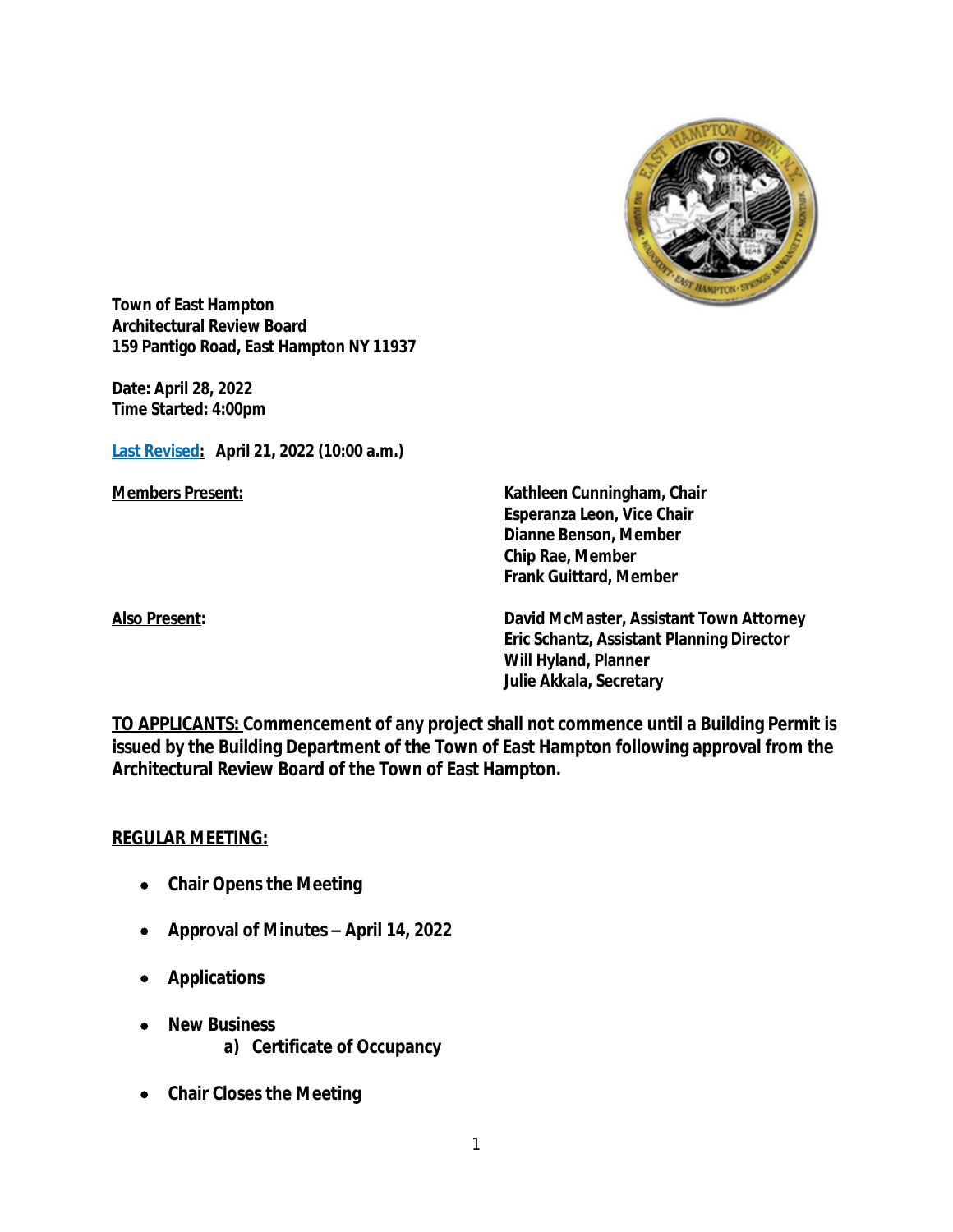**Town of East Hampton**
**Architectural Review Board**
**159 Pantigo Road, East Hampton NY 11937**

**Date: April 28, 2022**
**Time Started: 4:00pm**

**Last Revised: April 21, 2022 (10:00 a.m.)**

| | |
|---|---|
| **Members Present:** | **Kathleen Cunningham, Chair**<br>**Esperanza Leon, Vice Chair**<br>**Dianne Benson, Member**<br>**Chip Rae, Member**<br>**Frank Guittard, Member** |
| **Also Present:** | **David McMaster, Assistant Town Attorney**<br>**Eric Schantz, Assistant Planning Director**<br>**Will Hyland, Planner**<br>**Julie Akkala, Secretary** |

**TO APPLICANTS: Commencement of any project shall not commence until a Building Permit is issued by the Building Department of the Town of East Hampton following approval from the Architectural Review Board of the Town of East Hampton.**

**REGULAR MEETING:**

- **Chair Opens the Meeting**
- **Approval of Minutes – April 14, 2022**
- **Applications**
- **New Business**
    - **a) Certificate of Occupancy**
- **Chair Closes the Meeting**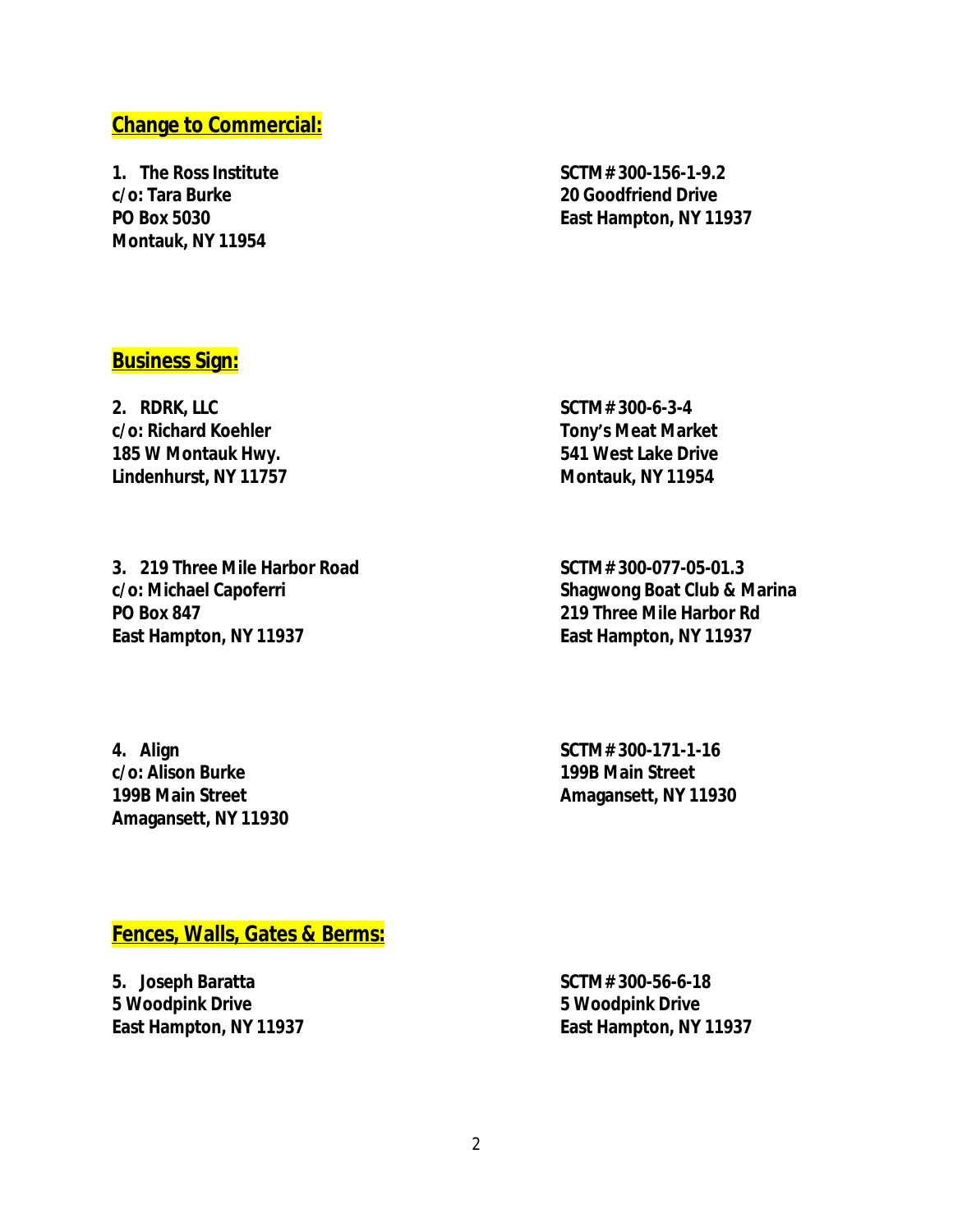## Change to Commercial:

**1. The Ross Institute**
**c/o: Tara Burke**
**PO Box 5030**
**Montauk, NY 11954**

**SCTM# 300-156-1-9.2**
**20 Goodfriend Drive**
**East Hampton, NY 11937**

## Business Sign:

**2. RDRK, LLC**
**c/o: Richard Koehler**
**185 W Montauk Hwy.**
**Lindenhurst, NY 11757**

**SCTM# 300-6-3-4**
**Tony's Meat Market**
**541 West Lake Drive**
**Montauk, NY 11954**

**3. 219 Three Mile Harbor Road**
**c/o: Michael Capoferri**
**PO Box 847**
**East Hampton, NY 11937**

**SCTM# 300-077-05-01.3**
**Shagwong Boat Club & Marina**
**219 Three Mile Harbor Rd**
**East Hampton, NY 11937**

**4. Align**
**c/o: Alison Burke**
**199B Main Street**
**Amagansett, NY 11930**

**SCTM# 300-171-1-16**
**199B Main Street**
**Amagansett, NY 11930**

## Fences, Walls, Gates & Berms:

**5. Joseph Baratta**
**5 Woodpink Drive**
**East Hampton, NY 11937**

**SCTM# 300-56-6-18**
**5 Woodpink Drive**
**East Hampton, NY 11937**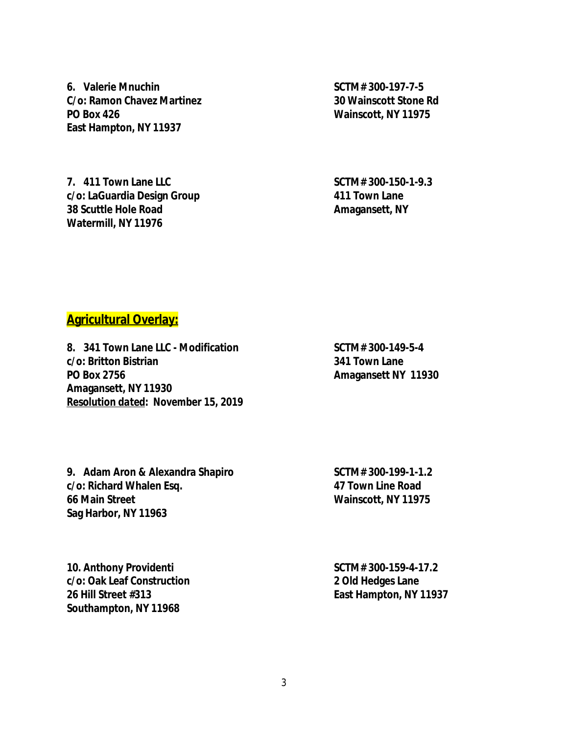**6. Valerie Mnuchin**
**C/o: Ramon Chavez Martinez**
**PO Box 426**
**East Hampton, NY 11937**

**SCTM# 300-197-7-5**
**30 Wainscott Stone Rd**
**Wainscott, NY 11975**

**7. 411 Town Lane LLC**
**c/o: LaGuardia Design Group**
**38 Scuttle Hole Road**
**Watermill, NY 11976**

**SCTM# 300-150-1-9.3**
**411 Town Lane**
**Amagansett, NY**

## Agricultural Overlay:

**8. 341 Town Lane LLC - Modification**
**c/o: Britton Bistrian**
**PO Box 2756**
**Amagansett, NY 11930**
**Resolution dated: November 15, 2019**

**SCTM# 300-149-5-4**
**341 Town Lane**
**Amagansett NY 11930**

**9. Adam Aron & Alexandra Shapiro**
**c/o: Richard Whalen Esq.**
**66 Main Street**
**Sag Harbor, NY 11963**

**SCTM# 300-199-1-1.2**
**47 Town Line Road**
**Wainscott, NY 11975**

**10. Anthony Providenti**
**c/o: Oak Leaf Construction**
**26 Hill Street #313**
**Southampton, NY 11968**

**SCTM# 300-159-4-17.2**
**2 Old Hedges Lane**
**East Hampton, NY 11937**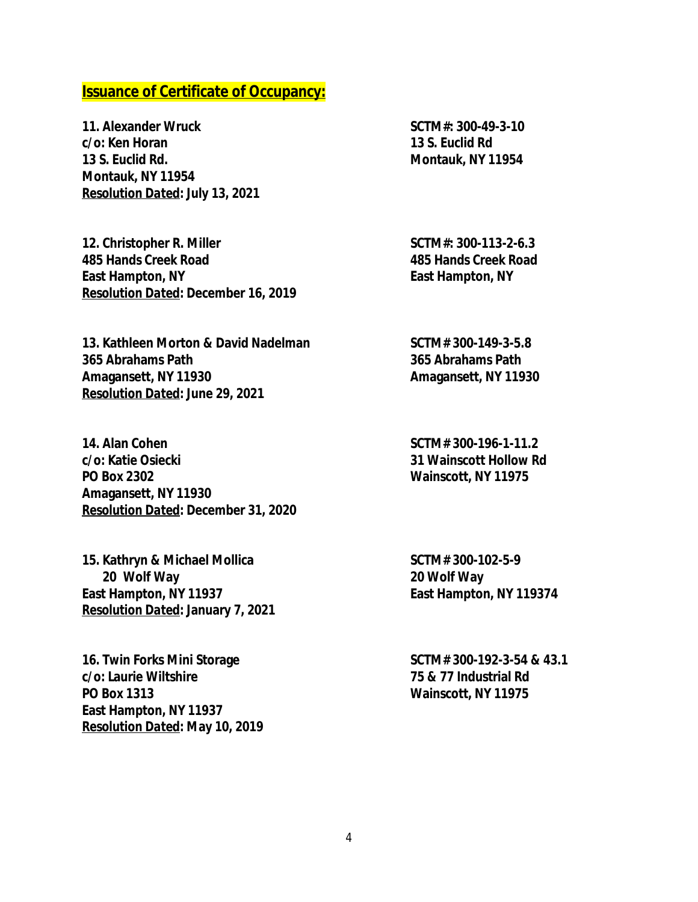## Issuance of Certificate of Occupancy:

**11. Alexander Wruck**
**c/o: Ken Horan**
**13 S. Euclid Rd.**
**Montauk, NY 11954**
**Resolution Dated: July 13, 2021**

**SCTM#: 300-49-3-10**
**13 S. Euclid Rd**
**Montauk, NY 11954**

**12. Christopher R. Miller**
**485 Hands Creek Road**
**East Hampton, NY**
**Resolution Dated: December 16, 2019**

**SCTM#: 300-113-2-6.3**
**485 Hands Creek Road**
**East Hampton, NY**

**13. Kathleen Morton & David Nadelman**
**365 Abrahams Path**
**Amagansett, NY 11930**
**Resolution Dated: June 29, 2021**

**SCTM# 300-149-3-5.8**
**365 Abrahams Path**
**Amagansett, NY 11930**

**14. Alan Cohen**
**c/o: Katie Osiecki**
**PO Box 2302**
**Amagansett, NY 11930**
**Resolution Dated: December 31, 2020**

**SCTM# 300-196-1-11.2**
**31 Wainscott Hollow Rd**
**Wainscott, NY 11975**

**15. Kathryn & Michael Mollica**
**20 Wolf Way**
**East Hampton, NY 11937**
**Resolution Dated: January 7, 2021**

**SCTM# 300-102-5-9**
**20 Wolf Way**
**East Hampton, NY 119374**

**16. Twin Forks Mini Storage**
**c/o: Laurie Wiltshire**
**PO Box 1313**
**East Hampton, NY 11937**
**Resolution Dated: May 10, 2019**

**SCTM# 300-192-3-54 & 43.1**
**75 & 77 Industrial Rd**
**Wainscott, NY 11975**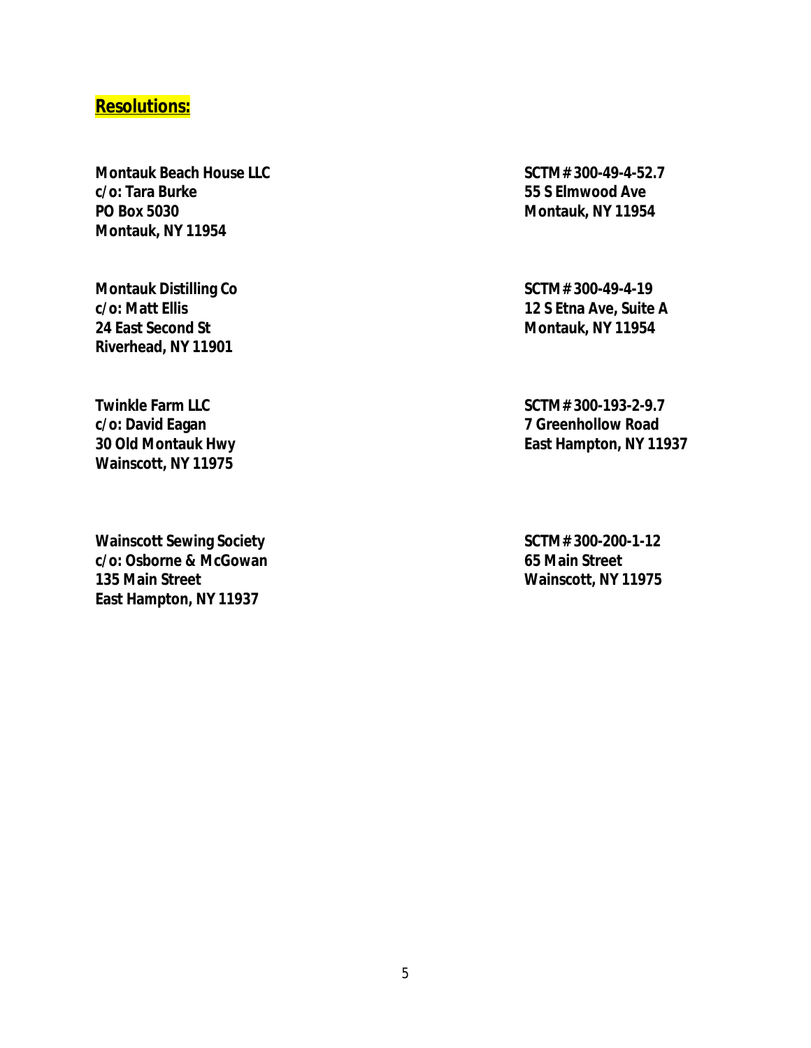## **Resolutions:**

**Montauk Beach House LLC**
**c/o: Tara Burke**
**PO Box 5030**
**Montauk, NY 11954**

**SCTM# 300-49-4-52.7**
**55 S Elmwood Ave**
**Montauk, NY 11954**

**Montauk Distilling Co**
**c/o: Matt Ellis**
**24 East Second St**
**Riverhead, NY 11901**

**SCTM# 300-49-4-19**
**12 S Etna Ave, Suite A**
**Montauk, NY 11954**

**Twinkle Farm LLC**
**c/o: David Eagan**
**30 Old Montauk Hwy**
**Wainscott, NY 11975**

**SCTM# 300-193-2-9.7**
**7 Greenhollow Road**
**East Hampton, NY 11937**

**Wainscott Sewing Society**
**c/o: Osborne & McGowan**
**135 Main Street**
**East Hampton, NY 11937**

**SCTM# 300-200-1-12**
**65 Main Street**
**Wainscott, NY 11975**